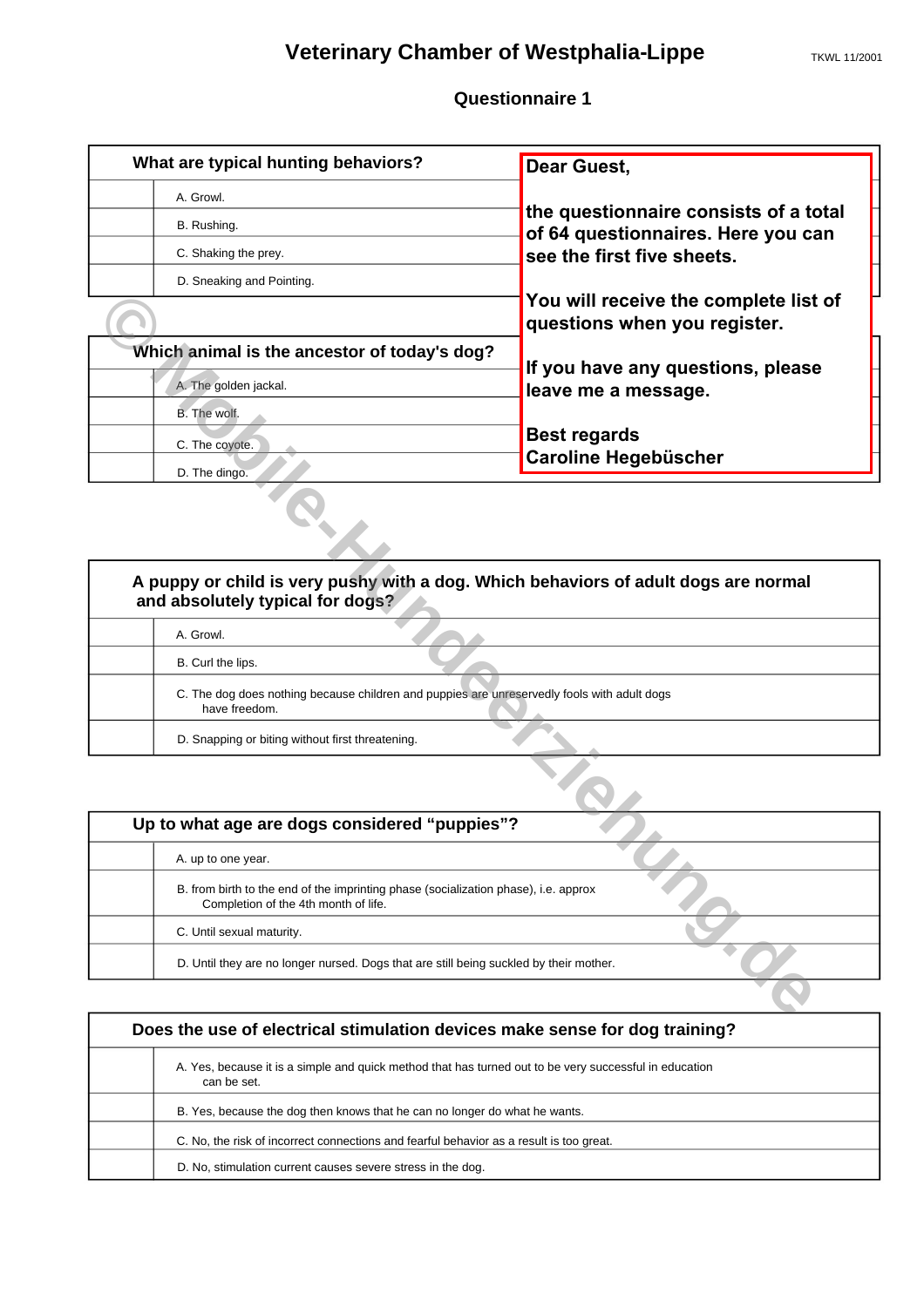# Veterinary Chamber of Westphalia-Lippe

TKWL 11/2001

## Questionnaire 1

| What are typical hunting behaviors? | |
|---|---|
| | A. Growl. |
| | B. Rushing. |
| | C. Shaking the prey. |
| | D. Sneaking and Pointing. |

**Dear Guest,**

**the questionnaire consists of a total of 64 questionnaires. Here you can see the first five sheets.**

**You will receive the complete list of questions when you register.**

**If you have any questions, please leave me a message.**

**Best regards**
**Caroline Hegebüscher**

| Which animal is the ancestor of today's dog? | |
|---|---|
| | A. The golden jackal. |
| | B. The wolf. |
| | C. The coyote. |
| | D. The dingo. |

| A puppy or child is very pushy with a dog. Which behaviors of adult dogs are normal and absolutely typical for dogs? | |
|---|---|
| | A. Growl. |
| | B. Curl the lips. |
| | C. The dog does nothing because children and puppies are unreservedly fools with adult dogs have freedom. |
| | D. Snapping or biting without first threatening. |

| Up to what age are dogs considered "puppies"? | |
|---|---|
| | A. up to one year. |
| | B. from birth to the end of the imprinting phase (socialization phase), i.e. approx Completion of the 4th month of life. |
| | C. Until sexual maturity. |
| | D. Until they are no longer nursed. Dogs that are still being suckled by their mother. |

| Does the use of electrical stimulation devices make sense for dog training? | |
|---|---|
| | A. Yes, because it is a simple and quick method that has turned out to be very successful in education can be set. |
| | B. Yes, because the dog then knows that he can no longer do what he wants. |
| | C. No, the risk of incorrect connections and fearful behavior as a result is too great. |
| | D. No, stimulation current causes severe stress in the dog. |

© Mobile-Hundeerziehung.de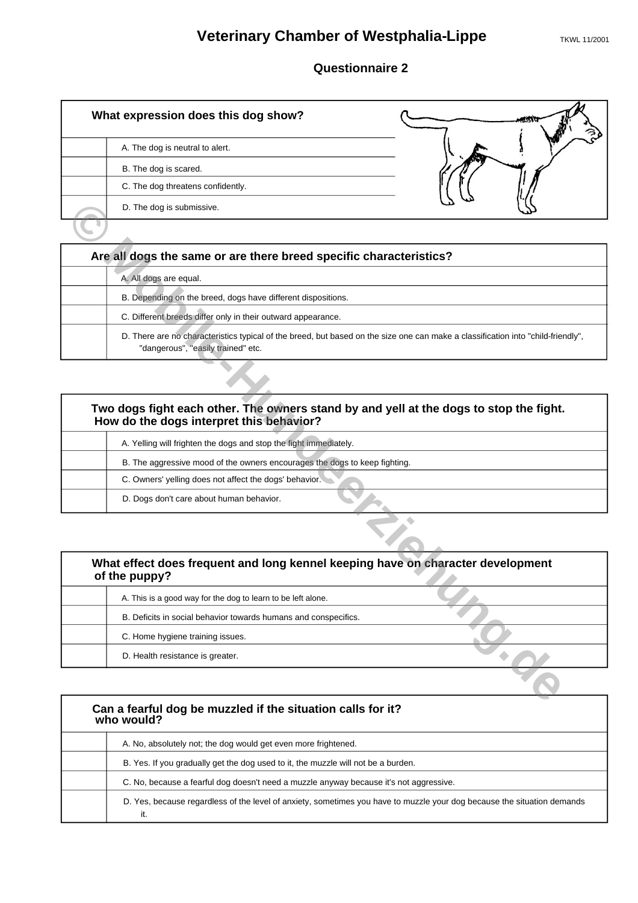# Veterinary Chamber of Westphalia-Lippe

TKWL 11/2001

## Questionnaire 2

| What expression does this dog show? |
|---|
| A. The dog is neutral to alert. |
| B. The dog is scared. |
| C. The dog threatens confidently. |
| D. The dog is submissive. |

| Are all dogs the same or are there breed specific characteristics? |
|---|
| A. All dogs are equal. |
| B. Depending on the breed, dogs have different dispositions. |
| C. Different breeds differ only in their outward appearance. |
| D. There are no characteristics typical of the breed, but based on the size one can make a classification into "child-friendly", "dangerous", "easily trained" etc. |

| Two dogs fight each other. The owners stand by and yell at the dogs to stop the fight. How do the dogs interpret this behavior? |
|---|
| A. Yelling will frighten the dogs and stop the fight immediately. |
| B. The aggressive mood of the owners encourages the dogs to keep fighting. |
| C. Owners' yelling does not affect the dogs' behavior. |
| D. Dogs don't care about human behavior. |

| What effect does frequent and long kennel keeping have on character development of the puppy? |
|---|
| A. This is a good way for the dog to learn to be left alone. |
| B. Deficits in social behavior towards humans and conspecifics. |
| C. Home hygiene training issues. |
| D. Health resistance is greater. |

| Can a fearful dog be muzzled if the situation calls for it? who would? |
|---|
| A. No, absolutely not; the dog would get even more frightened. |
| B. Yes. If you gradually get the dog used to it, the muzzle will not be a burden. |
| C. No, because a fearful dog doesn't need a muzzle anyway because it's not aggressive. |
| D. Yes, because regardless of the level of anxiety, sometimes you have to muzzle your dog because the situation demands it. |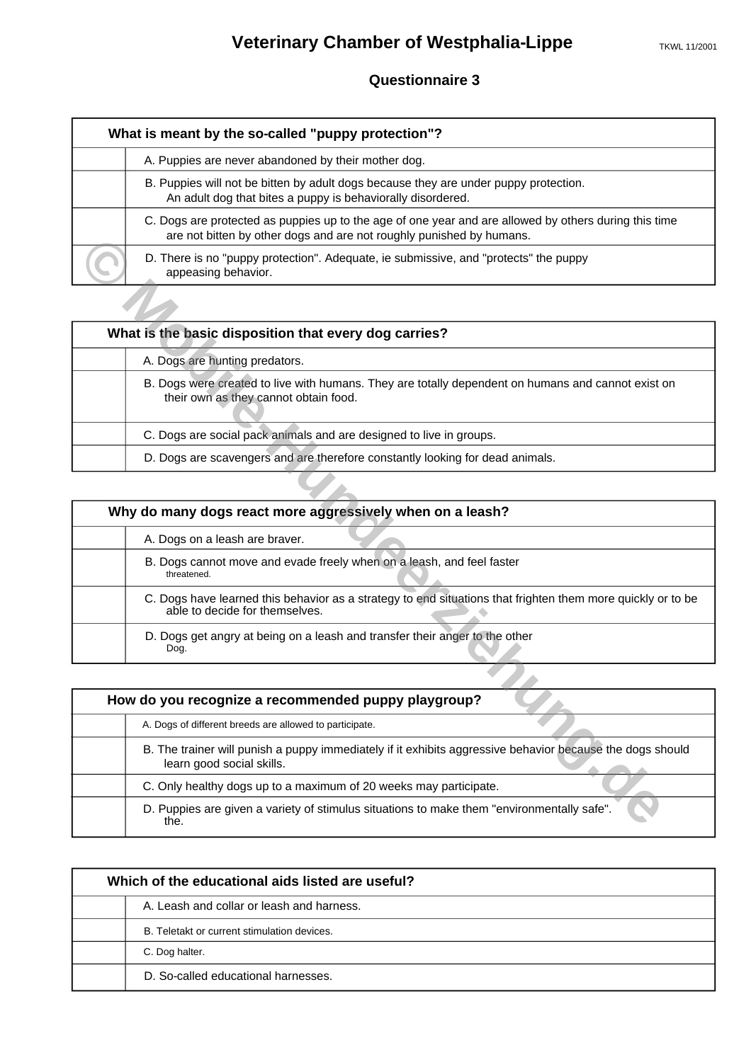# Veterinary Chamber of Westphalia-Lippe

TKWL 11/2001

## Questionnaire 3

| | What is meant by the so-called "puppy protection"? |
|---|---|
| | A. Puppies are never abandoned by their mother dog. |
| | B. Puppies will not be bitten by adult dogs because they are under puppy protection. An adult dog that bites a puppy is behaviorally disordered. |
| | C. Dogs are protected as puppies up to the age of one year and are allowed by others during this time are not bitten by other dogs and are not roughly punished by humans. |
| | D. There is no "puppy protection". Adequate, ie submissive, and "protects" the puppy appeasing behavior. |

| | What is the basic disposition that every dog carries? |
|---|---|
| | A. Dogs are hunting predators. |
| | B. Dogs were created to live with humans. They are totally dependent on humans and cannot exist on their own as they cannot obtain food. |
| | C. Dogs are social pack animals and are designed to live in groups. |
| | D. Dogs are scavengers and are therefore constantly looking for dead animals. |

| | Why do many dogs react more aggressively when on a leash? |
|---|---|
| | A. Dogs on a leash are braver. |
| | B. Dogs cannot move and evade freely when on a leash, and feel faster threatened. |
| | C. Dogs have learned this behavior as a strategy to end situations that frighten them more quickly or to be able to decide for themselves. |
| | D. Dogs get angry at being on a leash and transfer their anger to the other Dog. |

| | How do you recognize a recommended puppy playgroup? |
|---|---|
| | A. Dogs of different breeds are allowed to participate. |
| | B. The trainer will punish a puppy immediately if it exhibits aggressive behavior because the dogs should learn good social skills. |
| | C. Only healthy dogs up to a maximum of 20 weeks may participate. |
| | D. Puppies are given a variety of stimulus situations to make them "environmentally safe". the. |

| | Which of the educational aids listed are useful? |
|---|---|
| | A. Leash and collar or leash and harness. |
| | B. Teletakt or current stimulation devices. |
| | C. Dog halter. |
| | D. So-called educational harnesses. |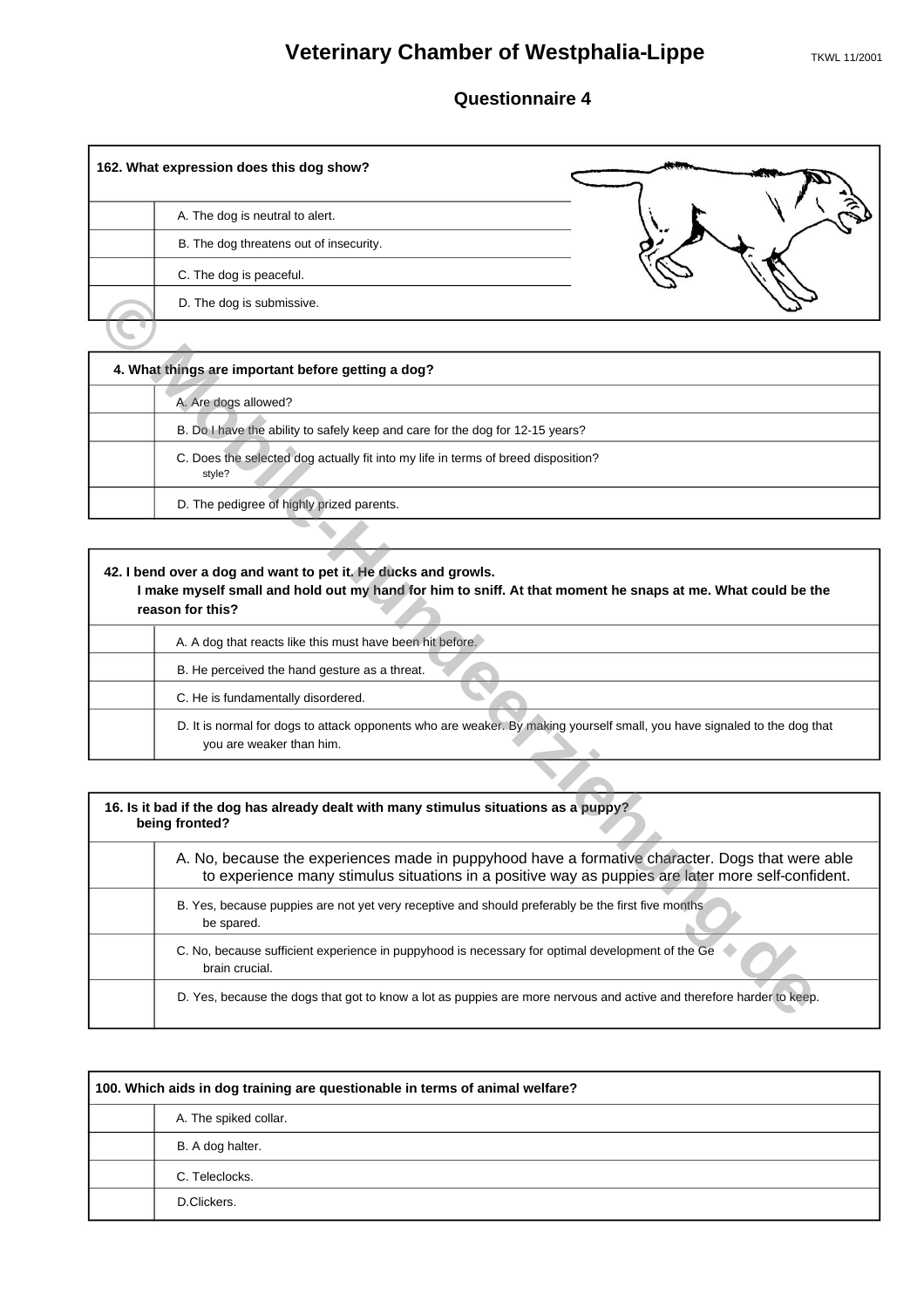# Veterinary Chamber of Westphalia-Lippe

TKWL 11/2001

## Questionnaire 4

| 162. What expression does this dog show? | |
|---|---|
| | A. The dog is neutral to alert. |
| | B. The dog threatens out of insecurity. |
| | C. The dog is peaceful. |
| | D. The dog is submissive. |

| 4. What things are important before getting a dog? | |
|---|---|
| | A. Are dogs allowed? |
| | B. Do I have the ability to safely keep and care for the dog for 12-15 years? |
| | C. Does the selected dog actually fit into my life in terms of breed disposition? style? |
| | D. The pedigree of highly prized parents. |

| 42. I bend over a dog and want to pet it. He ducks and growls. I make myself small and hold out my hand for him to sniff. At that moment he snaps at me. What could be the reason for this? | |
|---|---|
| | A. A dog that reacts like this must have been hit before. |
| | B. He perceived the hand gesture as a threat. |
| | C. He is fundamentally disordered. |
| | D. It is normal for dogs to attack opponents who are weaker. By making yourself small, you have signaled to the dog that you are weaker than him. |

| 16. Is it bad if the dog has already dealt with many stimulus situations as a puppy? being fronted? | |
|---|---|
| | A. No, because the experiences made in puppyhood have a formative character. Dogs that were able to experience many stimulus situations in a positive way as puppies are later more self-confident. |
| | B. Yes, because puppies are not yet very receptive and should preferably be the first five months be spared. |
| | C. No, because sufficient experience in puppyhood is necessary for optimal development of the Ge brain crucial. |
| | D. Yes, because the dogs that got to know a lot as puppies are more nervous and active and therefore harder to keep. |

| 100. Which aids in dog training are questionable in terms of animal welfare? | |
|---|---|
| | A. The spiked collar. |
| | B. A dog halter. |
| | C. Teleclocks. |
| | D.Clickers. |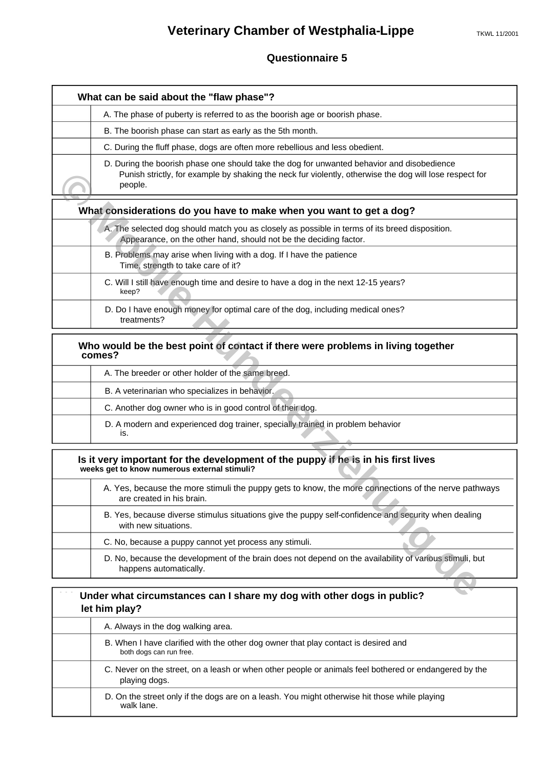# Veterinary Chamber of Westphalia-Lippe

TKWL 11/2001

## Questionnaire 5

| | What can be said about the "flaw phase"? |
|---|---|
| | A. The phase of puberty is referred to as the boorish age or boorish phase. |
| | B. The boorish phase can start as early as the 5th month. |
| | C. During the fluff phase, dogs are often more rebellious and less obedient. |
| | D. During the boorish phase one should take the dog for unwanted behavior and disobedience Punish strictly, for example by shaking the neck fur violently, otherwise the dog will lose respect for people. |

| | What considerations do you have to make when you want to get a dog? |
|---|---|
| | A. The selected dog should match you as closely as possible in terms of its breed disposition. Appearance, on the other hand, should not be the deciding factor. |
| | B. Problems may arise when living with a dog. If I have the patience Time, strength to take care of it? |
| | C. Will I still have enough time and desire to have a dog in the next 12-15 years? keep? |
| | D. Do I have enough money for optimal care of the dog, including medical ones? treatments? |

| | Who would be the best point of contact if there were problems in living together comes? |
|---|---|
| | A. The breeder or other holder of the same breed. |
| | B. A veterinarian who specializes in behavior. |
| | C. Another dog owner who is in good control of their dog. |
| | D. A modern and experienced dog trainer, specially trained in problem behavior is. |

| | Is it very important for the development of the puppy if he is in his first lives weeks get to know numerous external stimuli? |
|---|---|
| | A. Yes, because the more stimuli the puppy gets to know, the more connections of the nerve pathways are created in his brain. |
| | B. Yes, because diverse stimulus situations give the puppy self-confidence and security when dealing with new situations. |
| | C. No, because a puppy cannot yet process any stimuli. |
| | D. No, because the development of the brain does not depend on the availability of various stimuli, but happens automatically. |

| | Under what circumstances can I share my dog with other dogs in public? let him play? |
|---|---|
| | A. Always in the dog walking area. |
| | B. When I have clarified with the other dog owner that play contact is desired and both dogs can run free. |
| | C. Never on the street, on a leash or when other people or animals feel bothered or endangered by the playing dogs. |
| | D. On the street only if the dogs are on a leash. You might otherwise hit those while playing walk lane. |